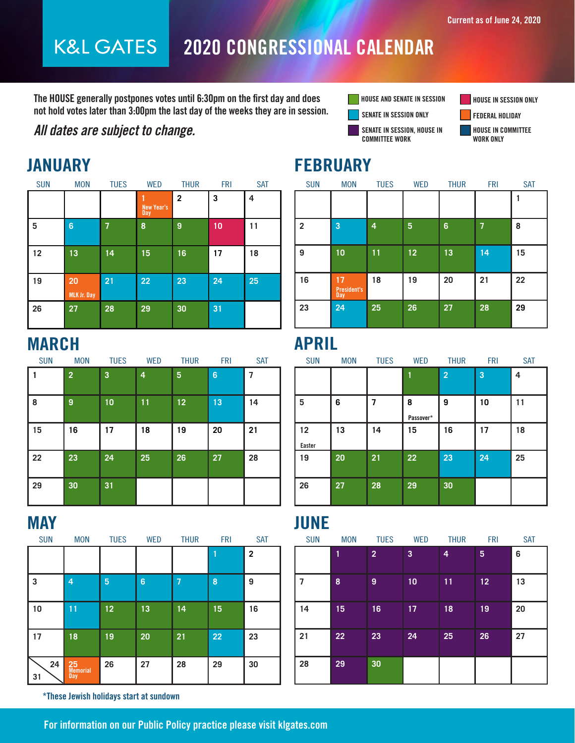Current as of June 24, 2020

# K&L GATES — 2020 CONGRESSIONAL CALENDAR

**The HOUSE generally postpones votes until 6:30pm on the first day and does not hold votes later than 3:00pm the last day of the weeks they are in session.**

***All dates are subject to change.***

**Legend** (the color of each date is shown in brackets after the date in the tables below):

- [H+S] HOUSE AND SENATE IN SESSION
- [H] HOUSE IN SESSION ONLY
- [S] SENATE IN SESSION ONLY
- [FH] FEDERAL HOLIDAY
- [S/HC] SENATE IN SESSION, HOUSE IN COMMITTEE WORK ONLY
- [HC] HOUSE IN COMMITTEE WORK ONLY

## JANUARY

| SUN | MON | TUES | WED | THUR | FRI | SAT |
|---|---|---|---|---|---|---|
| | | | 1 New Year's Day [FH] | 2 | 3 | 4 |
| 5 | 6 [S] | 7 [H+S] | 8 [H+S] | 9 [H+S] | 10 [H] | 11 |
| 12 | 13 [H+S] | 14 [H+S] | 15 [H+S] | 16 [H+S] | 17 | 18 |
| 19 | 20 MLK Jr. Day [FH] | 21 [S] | 22 [S] | 23 [S] | 24 [S] | 25 [S] |
| 26 | 27 [H+S] | 28 [H+S] | 29 [H+S] | 30 [H+S] | 31 [S] | |

## FEBRUARY

| SUN | MON | TUES | WED | THUR | FRI | SAT |
|---|---|---|---|---|---|---|
| | | | | | | 1 |
| 2 | 3 [S] | 4 [H+S] | 5 [H+S] | 6 [H+S] | 7 [H+S] | 8 |
| 9 | 10 [H+S] | 11 [H+S] | 12 [H+S] | 13 [H+S] | 14 [S] | 15 |
| 16 | 17 President's Day [FH] | 18 | 19 | 20 | 21 | 22 |
| 23 | 24 [S] | 25 [H+S] | 26 [H+S] | 27 [H+S] | 28 [H+S] | 29 |

## MARCH

| SUN | MON | TUES | WED | THUR | FRI | SAT |
|---|---|---|---|---|---|---|
| 1 | 2 [H+S] | 3 [H+S] | 4 [H+S] | 5 [H+S] | 6 [S] | 7 |
| 8 | 9 [H+S] | 10 [H+S] | 11 [H+S] | 12 [H+S] | 13 [S] | 14 |
| 15 | 16 | 17 | 18 | 19 | 20 | 21 |
| 22 | 23 [H+S] | 24 [H+S] | 25 [H+S] | 26 [H+S] | 27 [H+S] | 28 |
| 29 | 30 [H+S] | 31 [H+S] | | | | |

## APRIL

| SUN | MON | TUES | WED | THUR | FRI | SAT |
|---|---|---|---|---|---|---|
| | | | 1 [H+S] | 2 [S] | 3 [S] | 4 |
| 5 | 6 | 7 | 8 Passover* | 9 | 10 | 11 |
| 12 Easter | 13 | 14 | 15 | 16 | 17 | 18 |
| 19 | 20 [H+S] | 21 [H+S] | 22 [H+S] | 23 [S] | 24 [S] | 25 |
| 26 | 27 [H+S] | 28 [H+S] | 29 [H+S] | 30 [H+S] | | |

## MAY

| SUN | MON | TUES | WED | THUR | FRI | SAT |
|---|---|---|---|---|---|---|
| | | | | | 1 [S] | 2 |
| 3 | 4 [S] | 5 [S] | 6 [S] | 7 [S] | 8 [S] | 9 |
| 10 | 11 [S] | 12 [H+S] | 13 [H+S] | 14 [H+S] | 15 [H+S] | 16 |
| 17 | 18 [H+S] | 19 [H+S] | 20 [H+S] | 21 [H+S] | 22 [S] | 23 |
| 24 / 31 | 25 Memorial Day [FH] | 26 | 27 | 28 | 29 | 30 |

## JUNE

| SUN | MON | TUES | WED | THUR | FRI | SAT |
|---|---|---|---|---|---|---|
| | 1 [S/HC] | 2 [S/HC] | 3 [S/HC] | 4 [S/HC] | 5 [S/HC] | 6 |
| 7 | 8 [S/HC] | 9 [S/HC] | 10 [S/HC] | 11 [S/HC] | 12 [S/HC] | 13 |
| 14 | 15 [S/HC] | 16 [S/HC] | 17 [S/HC] | 18 [S/HC] | 19 [S/HC] | 20 |
| 21 | 22 [S/HC] | 23 [S/HC] | 24 [S/HC] | 25 [S/HC] | 26 [S/HC] | 27 |
| 28 | 29 [S/HC] | 30 [H+S] | | | | |

*These Jewish holidays start at sundown

For information on our Public Policy practice please visit klgates.com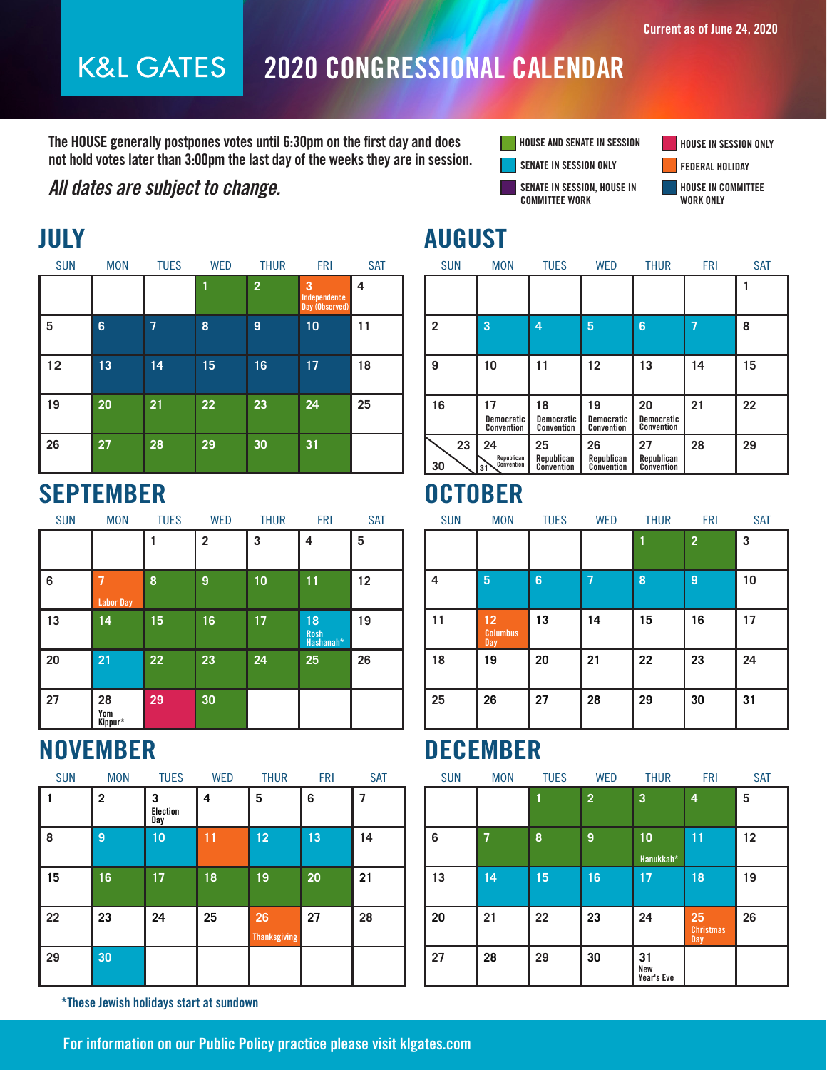Current as of June 24, 2020

# K&L GATES 2020 CONGRESSIONAL CALENDAR

The HOUSE generally postpones votes until 6:30pm on the first day and does not hold votes later than 3:00pm the last day of the weeks they are in session.

*All dates are subject to change.*

- HOUSE AND SENATE IN SESSION
- HOUSE IN SESSION ONLY
- SENATE IN SESSION ONLY
- FEDERAL HOLIDAY
- SENATE IN SESSION, HOUSE IN COMMITTEE WORK
- HOUSE IN COMMITTEE WORK ONLY

## JULY

| SUN | MON | TUES | WED | THUR | FRI | SAT |
|---|---|---|---|---|---|---|
| | | | 1 | 2 | 3 Independence Day (Observed) | 4 |
| 5 | 6 | 7 | 8 | 9 | 10 | 11 |
| 12 | 13 | 14 | 15 | 16 | 17 | 18 |
| 19 | 20 | 21 | 22 | 23 | 24 | 25 |
| 26 | 27 | 28 | 29 | 30 | 31 | |

## AUGUST

| SUN | MON | TUES | WED | THUR | FRI | SAT |
|---|---|---|---|---|---|---|
| | | | | | | 1 |
| 2 | 3 | 4 | 5 | 6 | 7 | 8 |
| 9 | 10 | 11 | 12 | 13 | 14 | 15 |
| 16 | 17 Democratic Convention | 18 Democratic Convention | 19 Democratic Convention | 20 Democratic Convention | 21 | 22 |
| 23 / 30 | 24 Republican Convention / 31 | 25 Republican Convention | 26 Republican Convention | 27 Republican Convention | 28 | 29 |

## SEPTEMBER

| SUN | MON | TUES | WED | THUR | FRI | SAT |
|---|---|---|---|---|---|---|
| | | 1 | 2 | 3 | 4 | 5 |
| 6 | 7 Labor Day | 8 | 9 | 10 | 11 | 12 |
| 13 | 14 | 15 | 16 | 17 | 18 Rosh Hashanah* | 19 |
| 20 | 21 | 22 | 23 | 24 | 25 | 26 |
| 27 | 28 Yom Kippur* | 29 | 30 | | | |

## OCTOBER

| SUN | MON | TUES | WED | THUR | FRI | SAT |
|---|---|---|---|---|---|---|
| | | | | 1 | 2 | 3 |
| 4 | 5 | 6 | 7 | 8 | 9 | 10 |
| 11 | 12 Columbus Day | 13 | 14 | 15 | 16 | 17 |
| 18 | 19 | 20 | 21 | 22 | 23 | 24 |
| 25 | 26 | 27 | 28 | 29 | 30 | 31 |

## NOVEMBER

| SUN | MON | TUES | WED | THUR | FRI | SAT |
|---|---|---|---|---|---|---|
| 1 | 2 | 3 Election Day | 4 | 5 | 6 | 7 |
| 8 | 9 | 10 | 11 | 12 | 13 | 14 |
| 15 | 16 | 17 | 18 | 19 | 20 | 21 |
| 22 | 23 | 24 | 25 | 26 Thanksgiving | 27 | 28 |
| 29 | 30 | | | | | |

## DECEMBER

| SUN | MON | TUES | WED | THUR | FRI | SAT |
|---|---|---|---|---|---|---|
| | | 1 | 2 | 3 | 4 | 5 |
| 6 | 7 | 8 | 9 | 10 Hanukkah* | 11 | 12 |
| 13 | 14 | 15 | 16 | 17 | 18 | 19 |
| 20 | 21 | 22 | 23 | 24 | 25 Christmas Day | 26 |
| 27 | 28 | 29 | 30 | 31 New Year's Eve | | |

*These Jewish holidays start at sundown

For information on our Public Policy practice please visit klgates.com